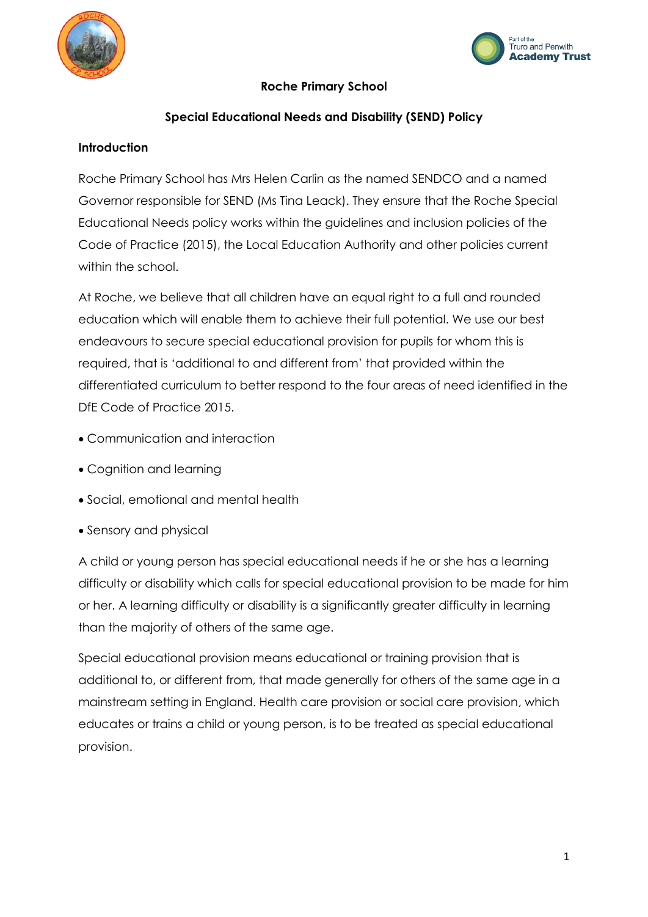# Roche Primary School

## Special Educational Needs and Disability (SEND) Policy

### Introduction

Roche Primary School has Mrs Helen Carlin as the named SENDCO and a named Governor responsible for SEND (Ms Tina Leack). They ensure that the Roche Special Educational Needs policy works within the guidelines and inclusion policies of the Code of Practice (2015), the Local Education Authority and other policies current within the school.

At Roche, we believe that all children have an equal right to a full and rounded education which will enable them to achieve their full potential. We use our best endeavours to secure special educational provision for pupils for whom this is required, that is 'additional to and different from' that provided within the differentiated curriculum to better respond to the four areas of need identified in the DfE Code of Practice 2015.

- Communication and interaction
- Cognition and learning
- Social, emotional and mental health
- Sensory and physical

A child or young person has special educational needs if he or she has a learning difficulty or disability which calls for special educational provision to be made for him or her. A learning difficulty or disability is a significantly greater difficulty in learning than the majority of others of the same age.

Special educational provision means educational or training provision that is additional to, or different from, that made generally for others of the same age in a mainstream setting in England. Health care provision or social care provision, which educates or trains a child or young person, is to be treated as special educational provision.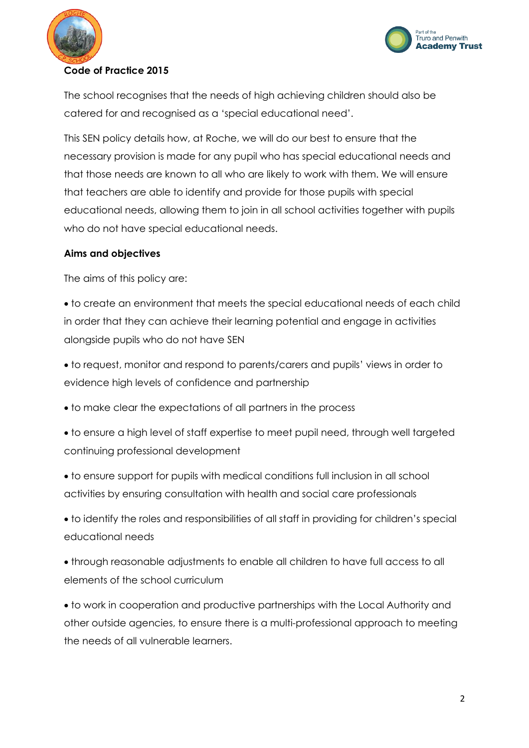**Code of Practice 2015**

The school recognises that the needs of high achieving children should also be catered for and recognised as a 'special educational need'.

This SEN policy details how, at Roche, we will do our best to ensure that the necessary provision is made for any pupil who has special educational needs and that those needs are known to all who are likely to work with them. We will ensure that teachers are able to identify and provide for those pupils with special educational needs, allowing them to join in all school activities together with pupils who do not have special educational needs.

**Aims and objectives**

The aims of this policy are:

- to create an environment that meets the special educational needs of each child in order that they can achieve their learning potential and engage in activities alongside pupils who do not have SEN
- to request, monitor and respond to parents/carers and pupils' views in order to evidence high levels of confidence and partnership
- to make clear the expectations of all partners in the process
- to ensure a high level of staff expertise to meet pupil need, through well targeted continuing professional development
- to ensure support for pupils with medical conditions full inclusion in all school activities by ensuring consultation with health and social care professionals
- to identify the roles and responsibilities of all staff in providing for children's special educational needs
- through reasonable adjustments to enable all children to have full access to all elements of the school curriculum
- to work in cooperation and productive partnerships with the Local Authority and other outside agencies, to ensure there is a multi-professional approach to meeting the needs of all vulnerable learners.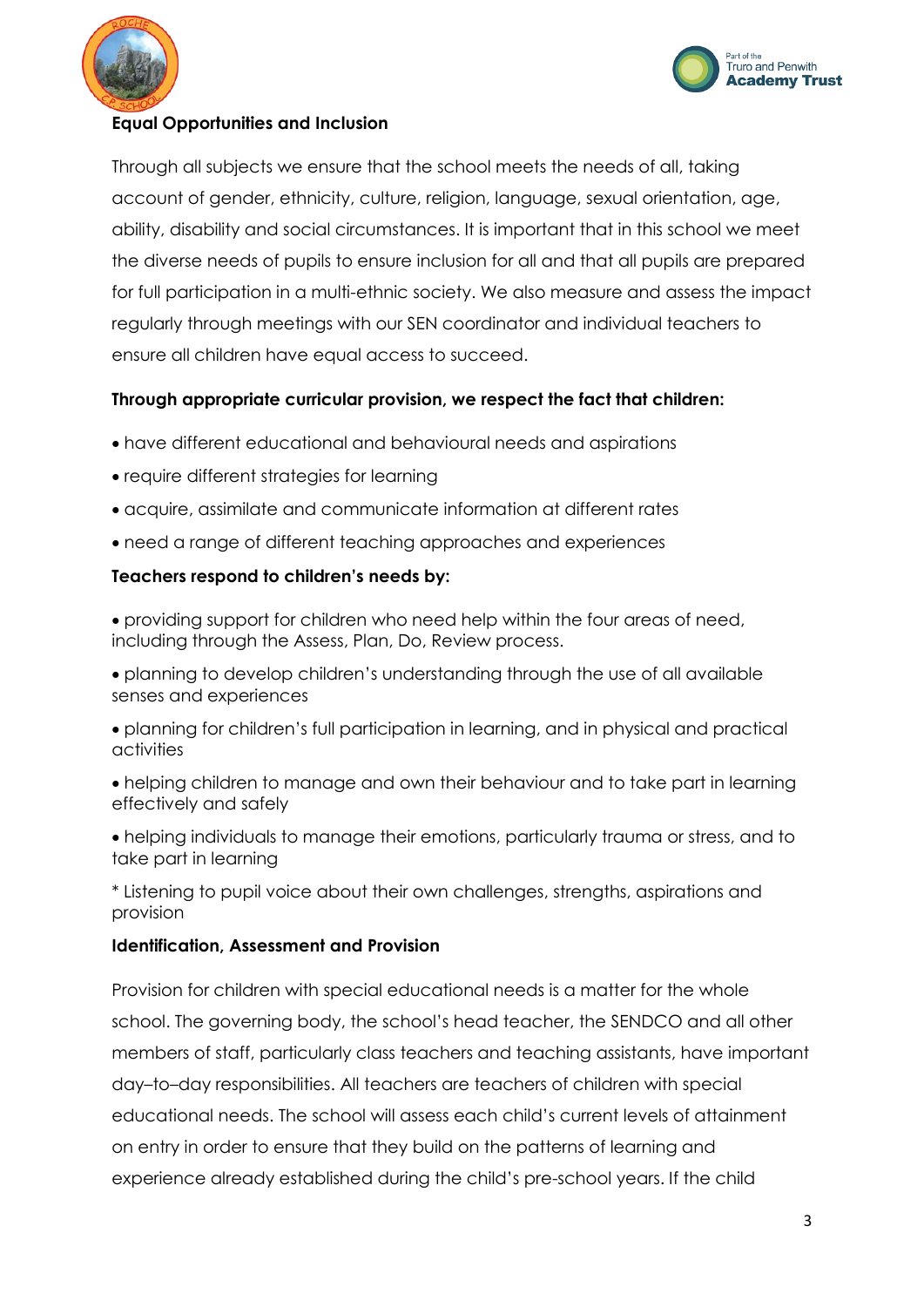**Equal Opportunities and Inclusion**

Through all subjects we ensure that the school meets the needs of all, taking account of gender, ethnicity, culture, religion, language, sexual orientation, age, ability, disability and social circumstances. It is important that in this school we meet the diverse needs of pupils to ensure inclusion for all and that all pupils are prepared for full participation in a multi-ethnic society. We also measure and assess the impact regularly through meetings with our SEN coordinator and individual teachers to ensure all children have equal access to succeed.

**Through appropriate curricular provision, we respect the fact that children:**

- have different educational and behavioural needs and aspirations
- require different strategies for learning
- acquire, assimilate and communicate information at different rates
- need a range of different teaching approaches and experiences

**Teachers respond to children's needs by:**

- providing support for children who need help within the four areas of need, including through the Assess, Plan, Do, Review process.
- planning to develop children's understanding through the use of all available senses and experiences
- planning for children's full participation in learning, and in physical and practical activities
- helping children to manage and own their behaviour and to take part in learning effectively and safely
- helping individuals to manage their emotions, particularly trauma or stress, and to take part in learning

* Listening to pupil voice about their own challenges, strengths, aspirations and provision

**Identification, Assessment and Provision**

Provision for children with special educational needs is a matter for the whole school. The governing body, the school's head teacher, the SENDCO and all other members of staff, particularly class teachers and teaching assistants, have important day–to–day responsibilities. All teachers are teachers of children with special educational needs. The school will assess each child's current levels of attainment on entry in order to ensure that they build on the patterns of learning and experience already established during the child's pre-school years. If the child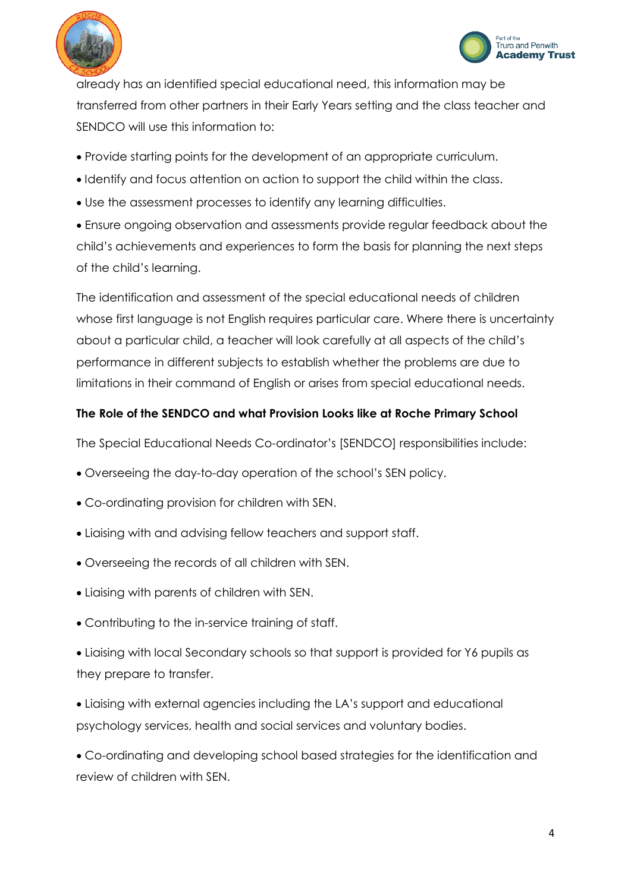already has an identified special educational need, this information may be transferred from other partners in their Early Years setting and the class teacher and SENDCO will use this information to:

- Provide starting points for the development of an appropriate curriculum.
- Identify and focus attention on action to support the child within the class.
- Use the assessment processes to identify any learning difficulties.
- Ensure ongoing observation and assessments provide regular feedback about the child's achievements and experiences to form the basis for planning the next steps of the child's learning.

The identification and assessment of the special educational needs of children whose first language is not English requires particular care. Where there is uncertainty about a particular child, a teacher will look carefully at all aspects of the child's performance in different subjects to establish whether the problems are due to limitations in their command of English or arises from special educational needs.

**The Role of the SENDCO and what Provision Looks like at Roche Primary School**

The Special Educational Needs Co-ordinator's [SENDCO] responsibilities include:

- Overseeing the day-to-day operation of the school's SEN policy.
- Co-ordinating provision for children with SEN.
- Liaising with and advising fellow teachers and support staff.
- Overseeing the records of all children with SEN.
- Liaising with parents of children with SEN.
- Contributing to the in-service training of staff.
- Liaising with local Secondary schools so that support is provided for Y6 pupils as they prepare to transfer.
- Liaising with external agencies including the LA's support and educational psychology services, health and social services and voluntary bodies.
- Co-ordinating and developing school based strategies for the identification and review of children with SEN.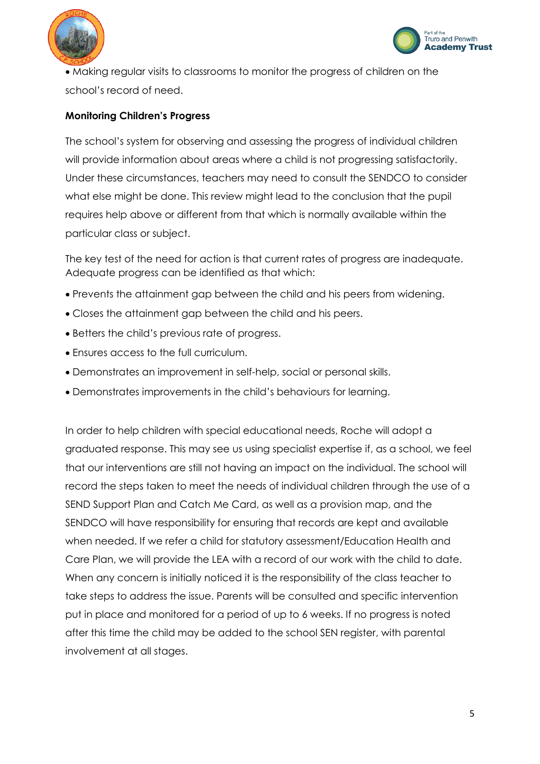- Making regular visits to classrooms to monitor the progress of children on the school's record of need.

**Monitoring Children's Progress**

The school's system for observing and assessing the progress of individual children will provide information about areas where a child is not progressing satisfactorily. Under these circumstances, teachers may need to consult the SENDCO to consider what else might be done. This review might lead to the conclusion that the pupil requires help above or different from that which is normally available within the particular class or subject.

The key test of the need for action is that current rates of progress are inadequate. Adequate progress can be identified as that which:

- Prevents the attainment gap between the child and his peers from widening.
- Closes the attainment gap between the child and his peers.
- Betters the child's previous rate of progress.
- Ensures access to the full curriculum.
- Demonstrates an improvement in self-help, social or personal skills.
- Demonstrates improvements in the child's behaviours for learning.

In order to help children with special educational needs, Roche will adopt a graduated response. This may see us using specialist expertise if, as a school, we feel that our interventions are still not having an impact on the individual. The school will record the steps taken to meet the needs of individual children through the use of a SEND Support Plan and Catch Me Card, as well as a provision map, and the SENDCO will have responsibility for ensuring that records are kept and available when needed. If we refer a child for statutory assessment/Education Health and Care Plan, we will provide the LEA with a record of our work with the child to date. When any concern is initially noticed it is the responsibility of the class teacher to take steps to address the issue. Parents will be consulted and specific intervention put in place and monitored for a period of up to 6 weeks. If no progress is noted after this time the child may be added to the school SEN register, with parental involvement at all stages.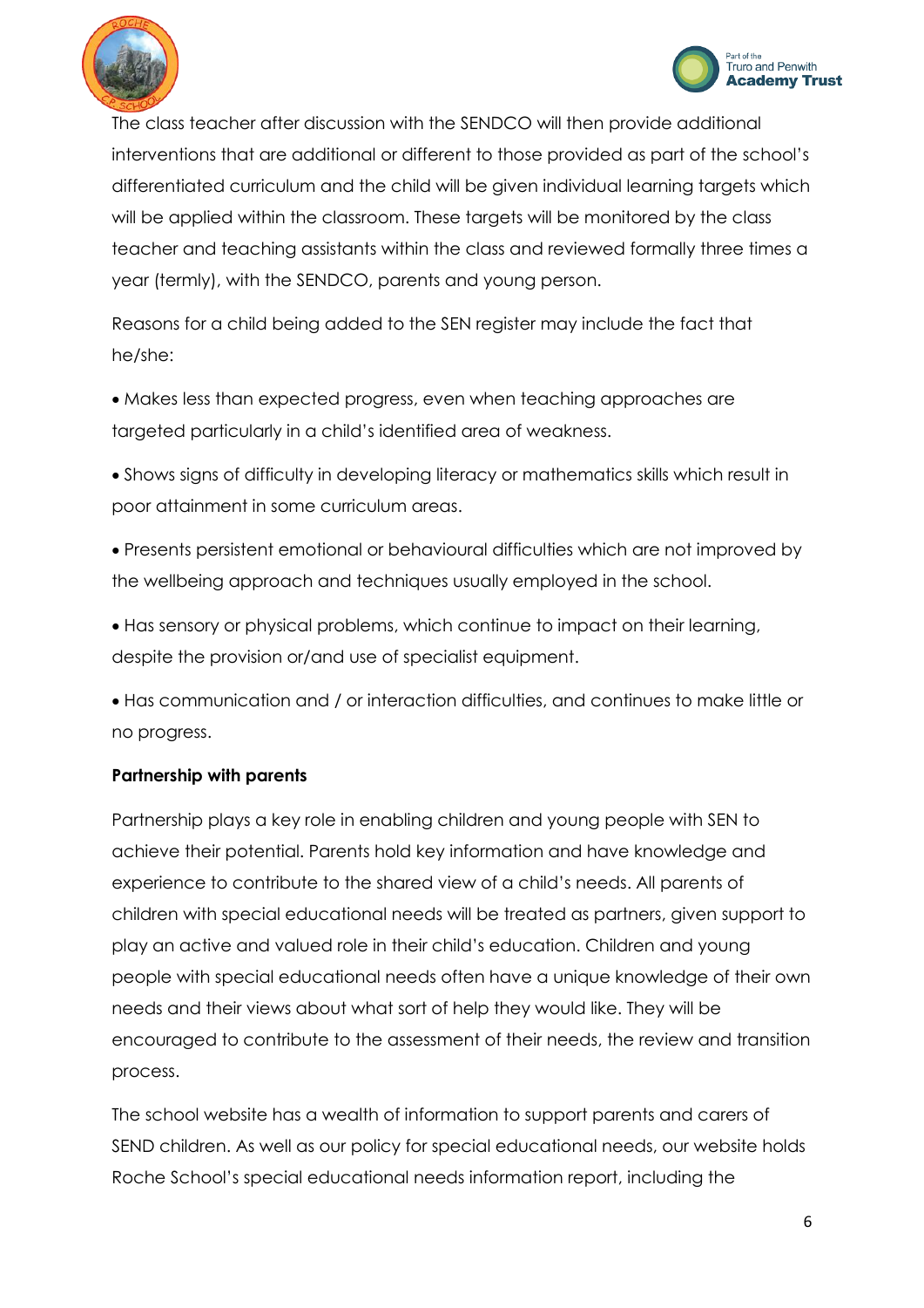The class teacher after discussion with the SENDCO will then provide additional interventions that are additional or different to those provided as part of the school's differentiated curriculum and the child will be given individual learning targets which will be applied within the classroom. These targets will be monitored by the class teacher and teaching assistants within the class and reviewed formally three times a year (termly), with the SENDCO, parents and young person.

Reasons for a child being added to the SEN register may include the fact that he/she:

- Makes less than expected progress, even when teaching approaches are targeted particularly in a child's identified area of weakness.
- Shows signs of difficulty in developing literacy or mathematics skills which result in poor attainment in some curriculum areas.
- Presents persistent emotional or behavioural difficulties which are not improved by the wellbeing approach and techniques usually employed in the school.
- Has sensory or physical problems, which continue to impact on their learning, despite the provision or/and use of specialist equipment.
- Has communication and / or interaction difficulties, and continues to make little or no progress.

**Partnership with parents**

Partnership plays a key role in enabling children and young people with SEN to achieve their potential. Parents hold key information and have knowledge and experience to contribute to the shared view of a child's needs. All parents of children with special educational needs will be treated as partners, given support to play an active and valued role in their child's education. Children and young people with special educational needs often have a unique knowledge of their own needs and their views about what sort of help they would like. They will be encouraged to contribute to the assessment of their needs, the review and transition process.

The school website has a wealth of information to support parents and carers of SEND children. As well as our policy for special educational needs, our website holds Roche School's special educational needs information report, including the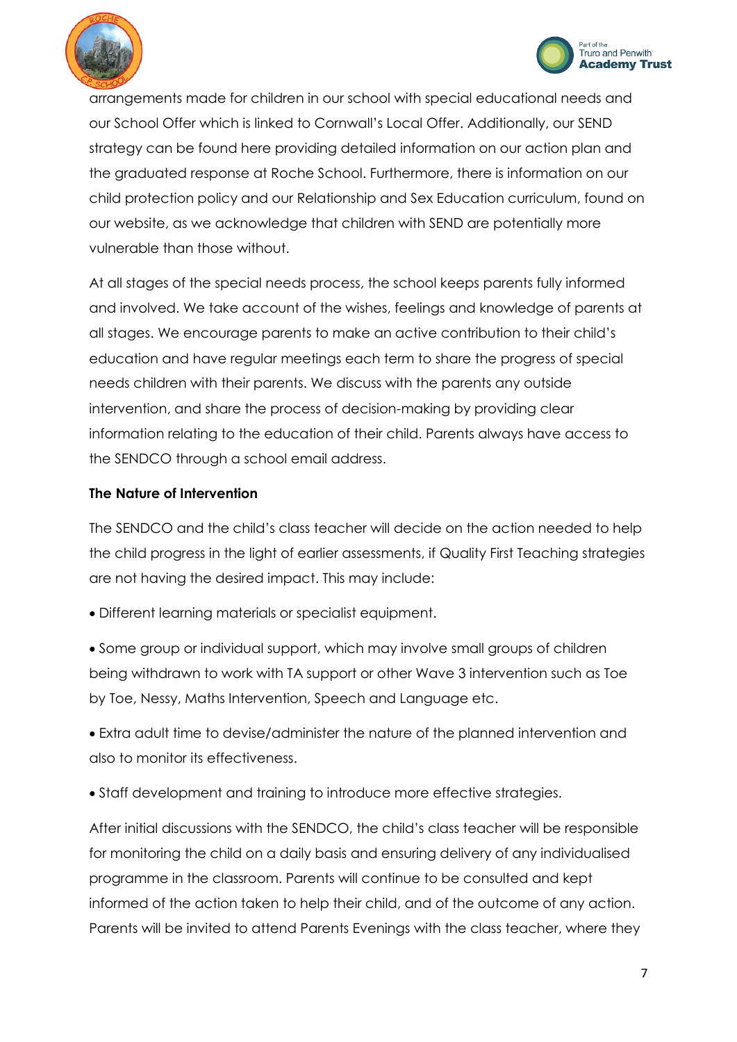arrangements made for children in our school with special educational needs and our School Offer which is linked to Cornwall's Local Offer. Additionally, our SEND strategy can be found here providing detailed information on our action plan and the graduated response at Roche School. Furthermore, there is information on our child protection policy and our Relationship and Sex Education curriculum, found on our website, as we acknowledge that children with SEND are potentially more vulnerable than those without.

At all stages of the special needs process, the school keeps parents fully informed and involved. We take account of the wishes, feelings and knowledge of parents at all stages. We encourage parents to make an active contribution to their child's education and have regular meetings each term to share the progress of special needs children with their parents. We discuss with the parents any outside intervention, and share the process of decision-making by providing clear information relating to the education of their child. Parents always have access to the SENDCO through a school email address.

**The Nature of Intervention**

The SENDCO and the child's class teacher will decide on the action needed to help the child progress in the light of earlier assessments, if Quality First Teaching strategies are not having the desired impact. This may include:

- Different learning materials or specialist equipment.
- Some group or individual support, which may involve small groups of children being withdrawn to work with TA support or other Wave 3 intervention such as Toe by Toe, Nessy, Maths Intervention, Speech and Language etc.
- Extra adult time to devise/administer the nature of the planned intervention and also to monitor its effectiveness.
- Staff development and training to introduce more effective strategies.

After initial discussions with the SENDCO, the child's class teacher will be responsible for monitoring the child on a daily basis and ensuring delivery of any individualised programme in the classroom. Parents will continue to be consulted and kept informed of the action taken to help their child, and of the outcome of any action. Parents will be invited to attend Parents Evenings with the class teacher, where they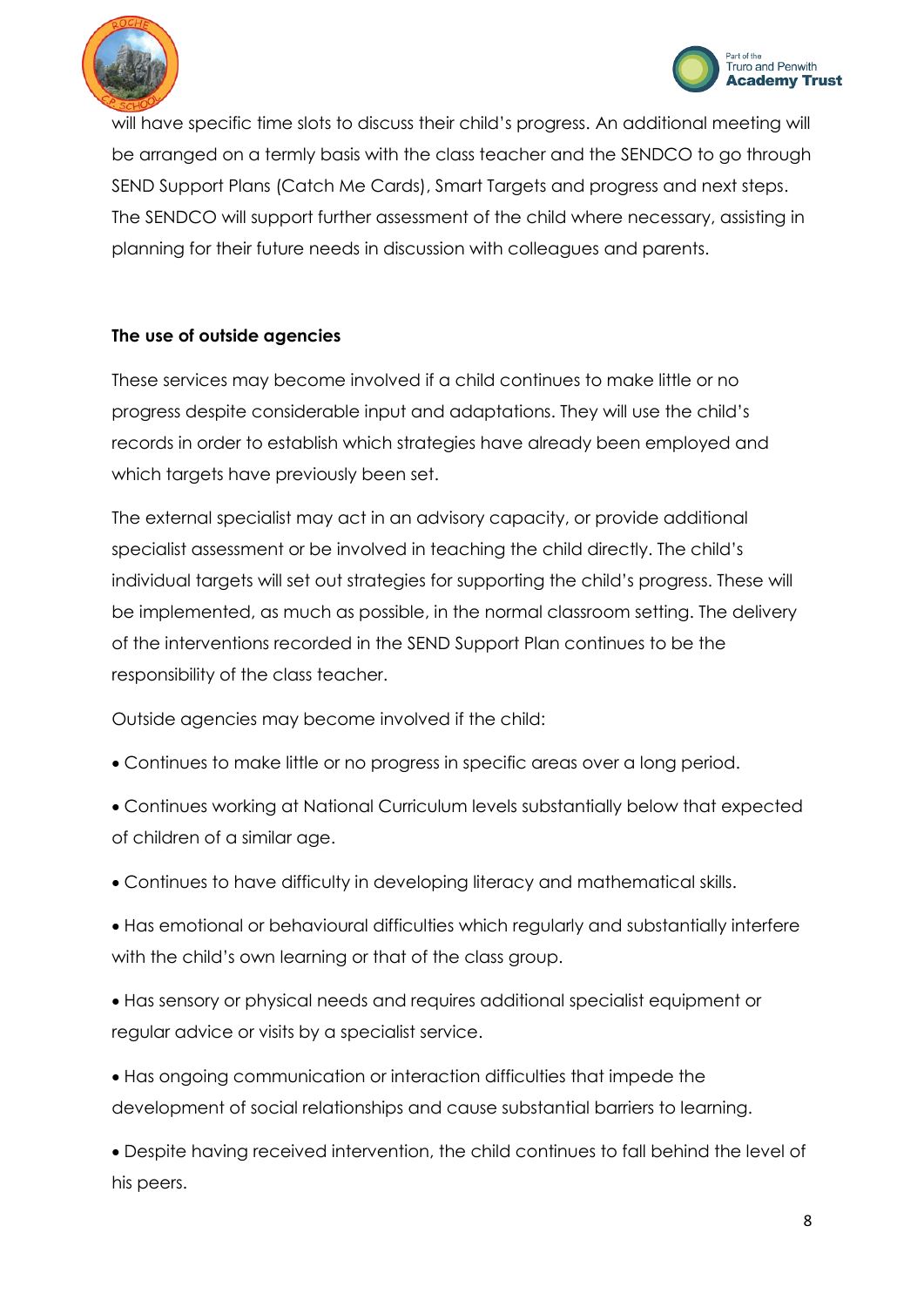will have specific time slots to discuss their child's progress. An additional meeting will be arranged on a termly basis with the class teacher and the SENDCO to go through SEND Support Plans (Catch Me Cards), Smart Targets and progress and next steps. The SENDCO will support further assessment of the child where necessary, assisting in planning for their future needs in discussion with colleagues and parents.

**The use of outside agencies**

These services may become involved if a child continues to make little or no progress despite considerable input and adaptations. They will use the child's records in order to establish which strategies have already been employed and which targets have previously been set.

The external specialist may act in an advisory capacity, or provide additional specialist assessment or be involved in teaching the child directly. The child's individual targets will set out strategies for supporting the child's progress. These will be implemented, as much as possible, in the normal classroom setting. The delivery of the interventions recorded in the SEND Support Plan continues to be the responsibility of the class teacher.

Outside agencies may become involved if the child:

- Continues to make little or no progress in specific areas over a long period.
- Continues working at National Curriculum levels substantially below that expected of children of a similar age.
- Continues to have difficulty in developing literacy and mathematical skills.
- Has emotional or behavioural difficulties which regularly and substantially interfere with the child's own learning or that of the class group.
- Has sensory or physical needs and requires additional specialist equipment or regular advice or visits by a specialist service.
- Has ongoing communication or interaction difficulties that impede the development of social relationships and cause substantial barriers to learning.
- Despite having received intervention, the child continues to fall behind the level of his peers.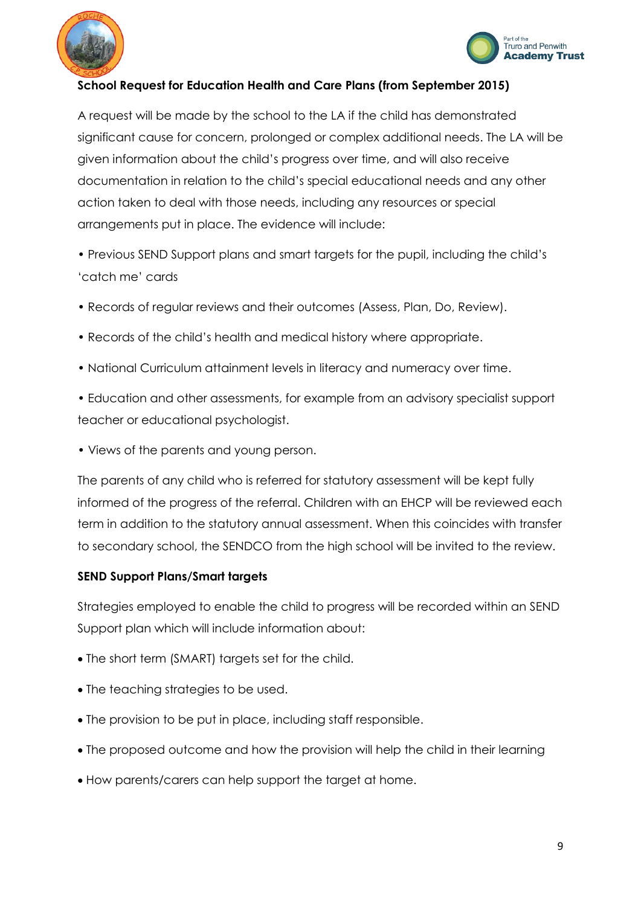**School Request for Education Health and Care Plans (from September 2015)**

A request will be made by the school to the LA if the child has demonstrated significant cause for concern, prolonged or complex additional needs. The LA will be given information about the child's progress over time, and will also receive documentation in relation to the child's special educational needs and any other action taken to deal with those needs, including any resources or special arrangements put in place. The evidence will include:

- Previous SEND Support plans and smart targets for the pupil, including the child's 'catch me' cards
- Records of regular reviews and their outcomes (Assess, Plan, Do, Review).
- Records of the child's health and medical history where appropriate.
- National Curriculum attainment levels in literacy and numeracy over time.
- Education and other assessments, for example from an advisory specialist support teacher or educational psychologist.
- Views of the parents and young person.

The parents of any child who is referred for statutory assessment will be kept fully informed of the progress of the referral. Children with an EHCP will be reviewed each term in addition to the statutory annual assessment. When this coincides with transfer to secondary school, the SENDCO from the high school will be invited to the review.

**SEND Support Plans/Smart targets**

Strategies employed to enable the child to progress will be recorded within an SEND Support plan which will include information about:

- The short term (SMART) targets set for the child.
- The teaching strategies to be used.
- The provision to be put in place, including staff responsible.
- The proposed outcome and how the provision will help the child in their learning
- How parents/carers can help support the target at home.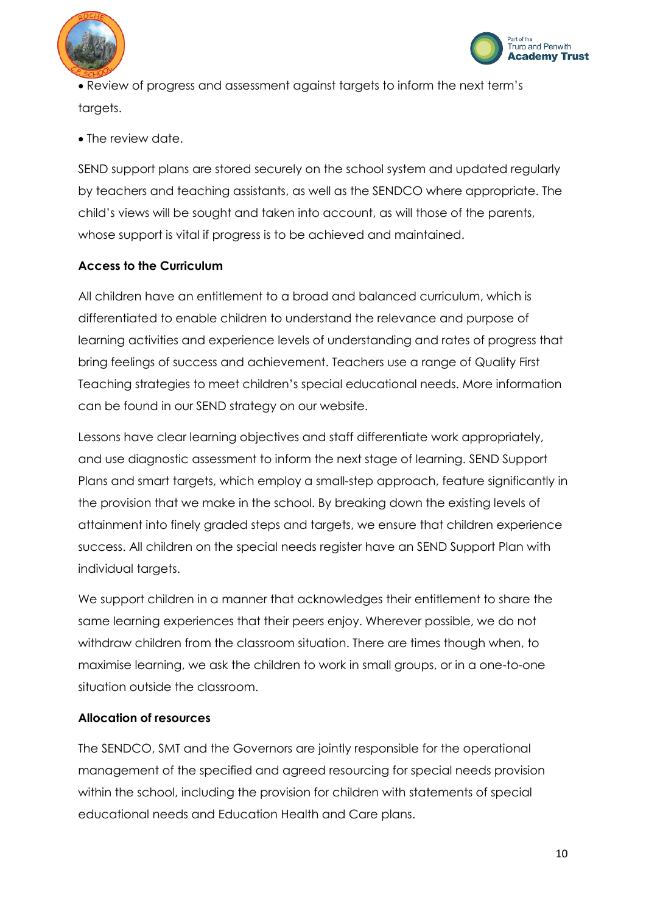- Review of progress and assessment against targets to inform the next term's targets.
- The review date.

SEND support plans are stored securely on the school system and updated regularly by teachers and teaching assistants, as well as the SENDCO where appropriate. The child's views will be sought and taken into account, as will those of the parents, whose support is vital if progress is to be achieved and maintained.

**Access to the Curriculum**

All children have an entitlement to a broad and balanced curriculum, which is differentiated to enable children to understand the relevance and purpose of learning activities and experience levels of understanding and rates of progress that bring feelings of success and achievement. Teachers use a range of Quality First Teaching strategies to meet children's special educational needs. More information can be found in our SEND strategy on our website.

Lessons have clear learning objectives and staff differentiate work appropriately, and use diagnostic assessment to inform the next stage of learning. SEND Support Plans and smart targets, which employ a small-step approach, feature significantly in the provision that we make in the school. By breaking down the existing levels of attainment into finely graded steps and targets, we ensure that children experience success. All children on the special needs register have an SEND Support Plan with individual targets.

We support children in a manner that acknowledges their entitlement to share the same learning experiences that their peers enjoy. Wherever possible, we do not withdraw children from the classroom situation. There are times though when, to maximise learning, we ask the children to work in small groups, or in a one-to-one situation outside the classroom.

**Allocation of resources**

The SENDCO, SMT and the Governors are jointly responsible for the operational management of the specified and agreed resourcing for special needs provision within the school, including the provision for children with statements of special educational needs and Education Health and Care plans.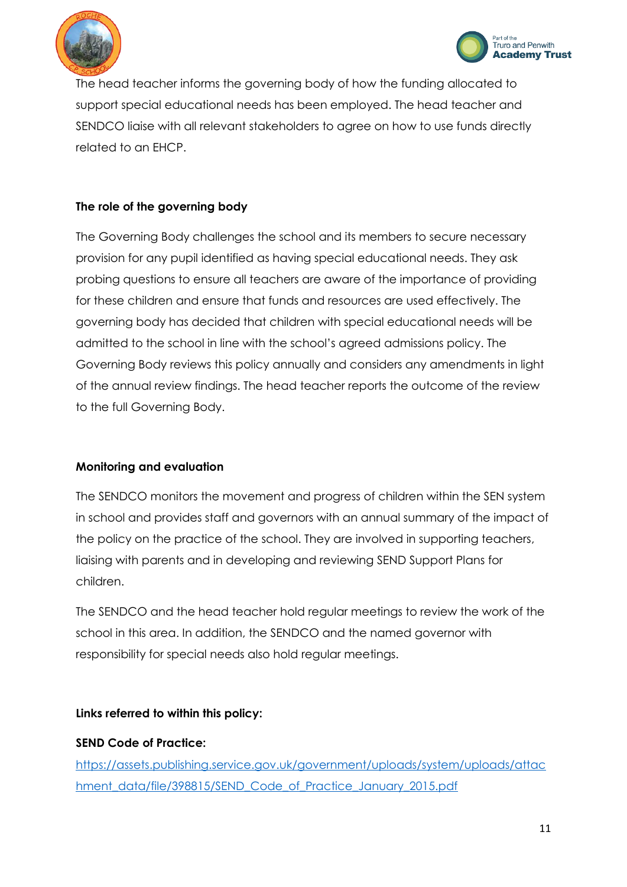The head teacher informs the governing body of how the funding allocated to support special educational needs has been employed. The head teacher and SENDCO liaise with all relevant stakeholders to agree on how to use funds directly related to an EHCP.

**The role of the governing body**

The Governing Body challenges the school and its members to secure necessary provision for any pupil identified as having special educational needs. They ask probing questions to ensure all teachers are aware of the importance of providing for these children and ensure that funds and resources are used effectively. The governing body has decided that children with special educational needs will be admitted to the school in line with the school's agreed admissions policy. The Governing Body reviews this policy annually and considers any amendments in light of the annual review findings. The head teacher reports the outcome of the review to the full Governing Body.

**Monitoring and evaluation**

The SENDCO monitors the movement and progress of children within the SEN system in school and provides staff and governors with an annual summary of the impact of the policy on the practice of the school. They are involved in supporting teachers, liaising with parents and in developing and reviewing SEND Support Plans for children.

The SENDCO and the head teacher hold regular meetings to review the work of the school in this area. In addition, the SENDCO and the named governor with responsibility for special needs also hold regular meetings.

**Links referred to within this policy:**

**SEND Code of Practice:**

https://assets.publishing.service.gov.uk/government/uploads/system/uploads/attachment_data/file/398815/SEND_Code_of_Practice_January_2015.pdf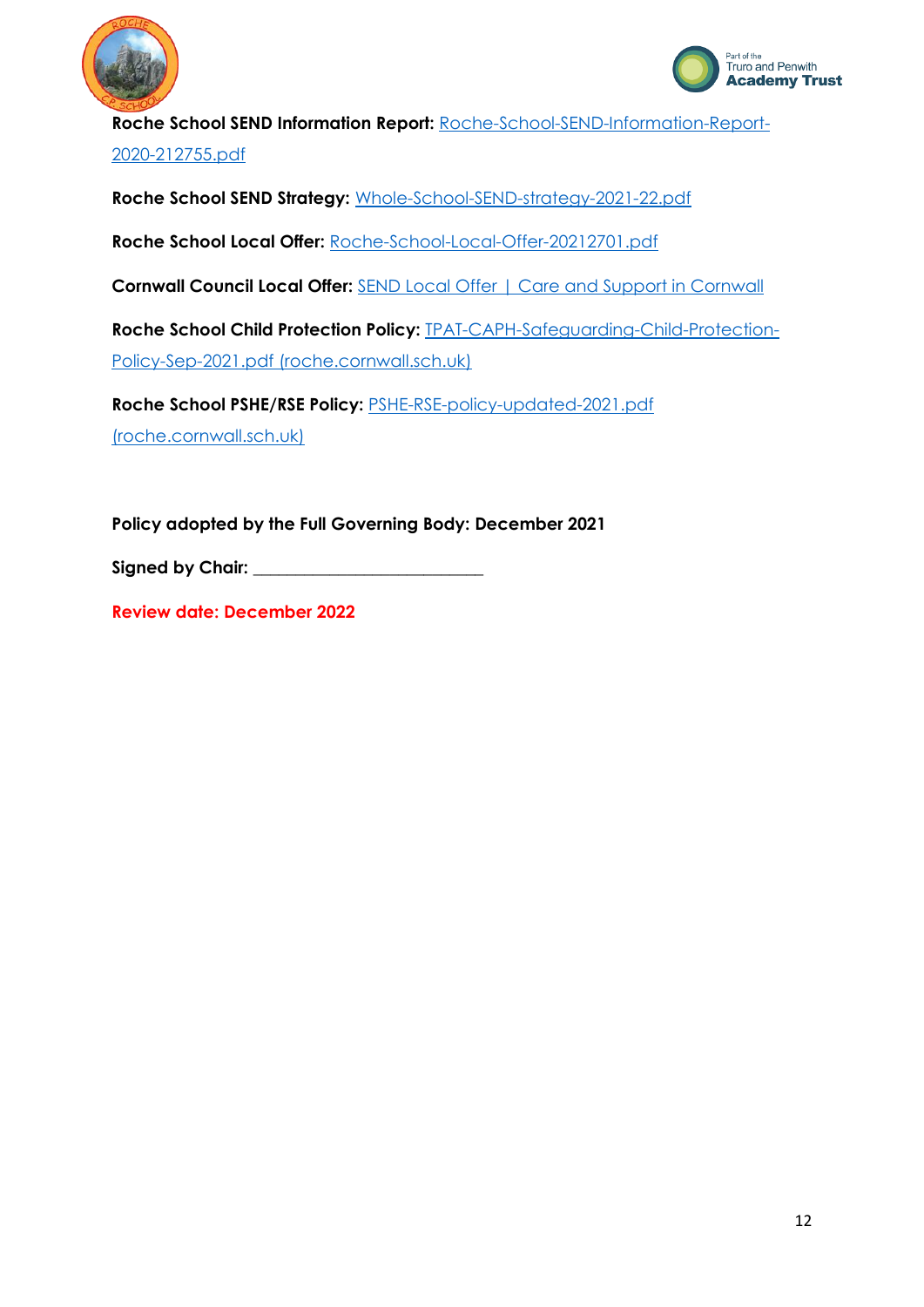**Roche School SEND Information Report:** Roche-School-SEND-Information-Report-2020-212755.pdf

**Roche School SEND Strategy:** Whole-School-SEND-strategy-2021-22.pdf

**Roche School Local Offer:** Roche-School-Local-Offer-20212701.pdf

**Cornwall Council Local Offer:** SEND Local Offer | Care and Support in Cornwall

**Roche School Child Protection Policy:** TPAT-CAPH-Safeguarding-Child-Protection-Policy-Sep-2021.pdf (roche.cornwall.sch.uk)

**Roche School PSHE/RSE Policy:** PSHE-RSE-policy-updated-2021.pdf (roche.cornwall.sch.uk)

**Policy adopted by the Full Governing Body: December 2021**

**Signed by Chair:** ___________________________

**Review date: December 2022**